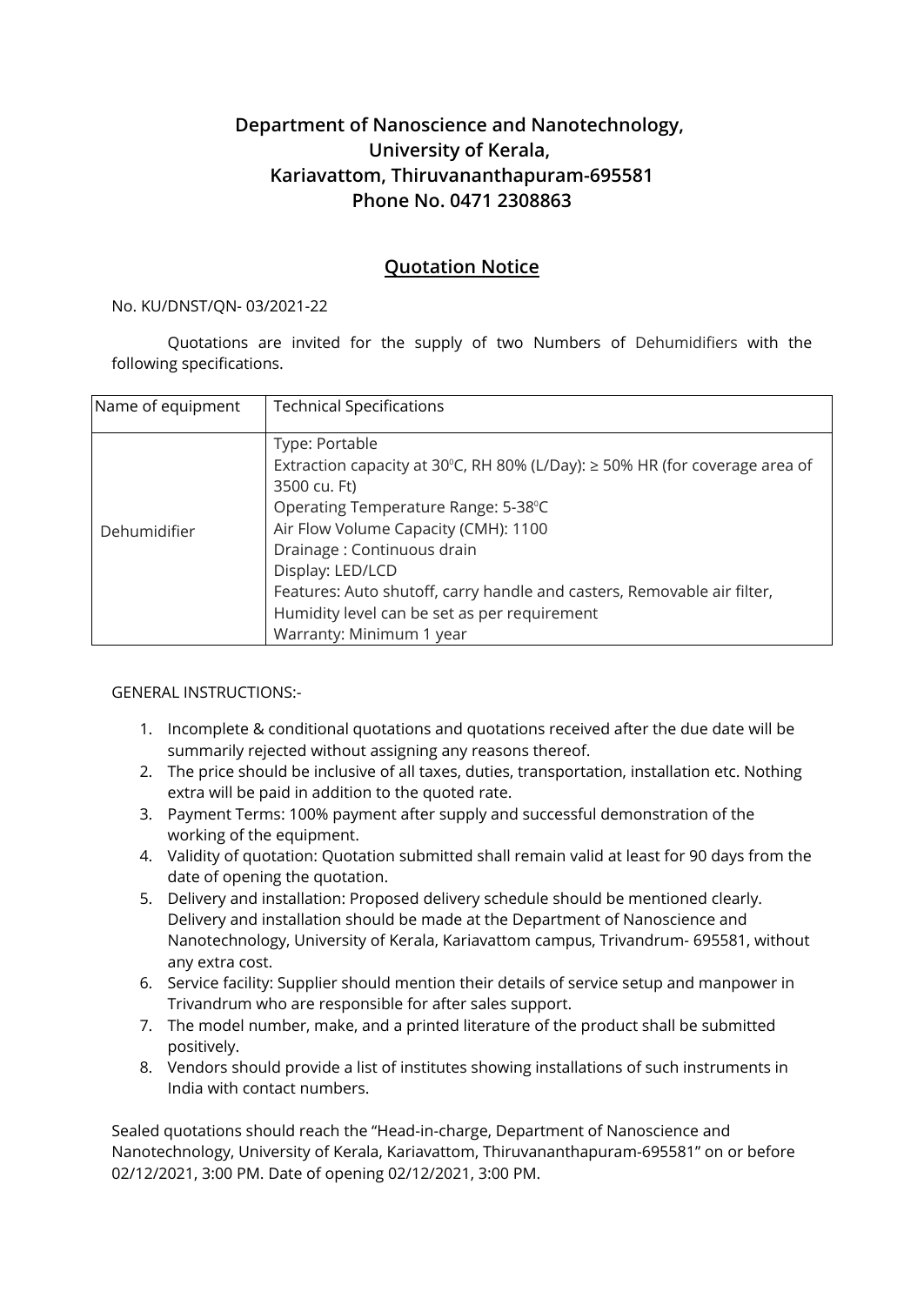**Department of Nanoscience and Nanotechnology,**
**University of Kerala,**
**Kariavattom, Thiruvananthapuram-695581**
**Phone No. 0471 2308863**

## Quotation Notice

No. KU/DNST/QN- 03/2021-22

Quotations are invited for the supply of two Numbers of Dehumidifiers with the following specifications.

| Name of equipment | Technical Specifications |
|---|---|
| Dehumidifier | Type: Portable<br>Extraction capacity at 30$^0$C, RH 80% (L/Day): ≥ 50% HR (for coverage area of 3500 cu. Ft)<br>Operating Temperature Range: 5-38$^0$C<br>Air Flow Volume Capacity (CMH): 1100<br>Drainage : Continuous drain<br>Display: LED/LCD<br>Features: Auto shutoff, carry handle and casters, Removable air filter, Humidity level can be set as per requirement<br>Warranty: Minimum 1 year |

GENERAL INSTRUCTIONS:-

1. Incomplete & conditional quotations and quotations received after the due date will be summarily rejected without assigning any reasons thereof.
2. The price should be inclusive of all taxes, duties, transportation, installation etc. Nothing extra will be paid in addition to the quoted rate.
3. Payment Terms: 100% payment after supply and successful demonstration of the working of the equipment.
4. Validity of quotation: Quotation submitted shall remain valid at least for 90 days from the date of opening the quotation.
5. Delivery and installation: Proposed delivery schedule should be mentioned clearly. Delivery and installation should be made at the Department of Nanoscience and Nanotechnology, University of Kerala, Kariavattom campus, Trivandrum- 695581, without any extra cost.
6. Service facility: Supplier should mention their details of service setup and manpower in Trivandrum who are responsible for after sales support.
7. The model number, make, and a printed literature of the product shall be submitted positively.
8. Vendors should provide a list of institutes showing installations of such instruments in India with contact numbers.

Sealed quotations should reach the "Head-in-charge, Department of Nanoscience and Nanotechnology, University of Kerala, Kariavattom, Thiruvananthapuram-695581" on or before 02/12/2021, 3:00 PM. Date of opening 02/12/2021, 3:00 PM.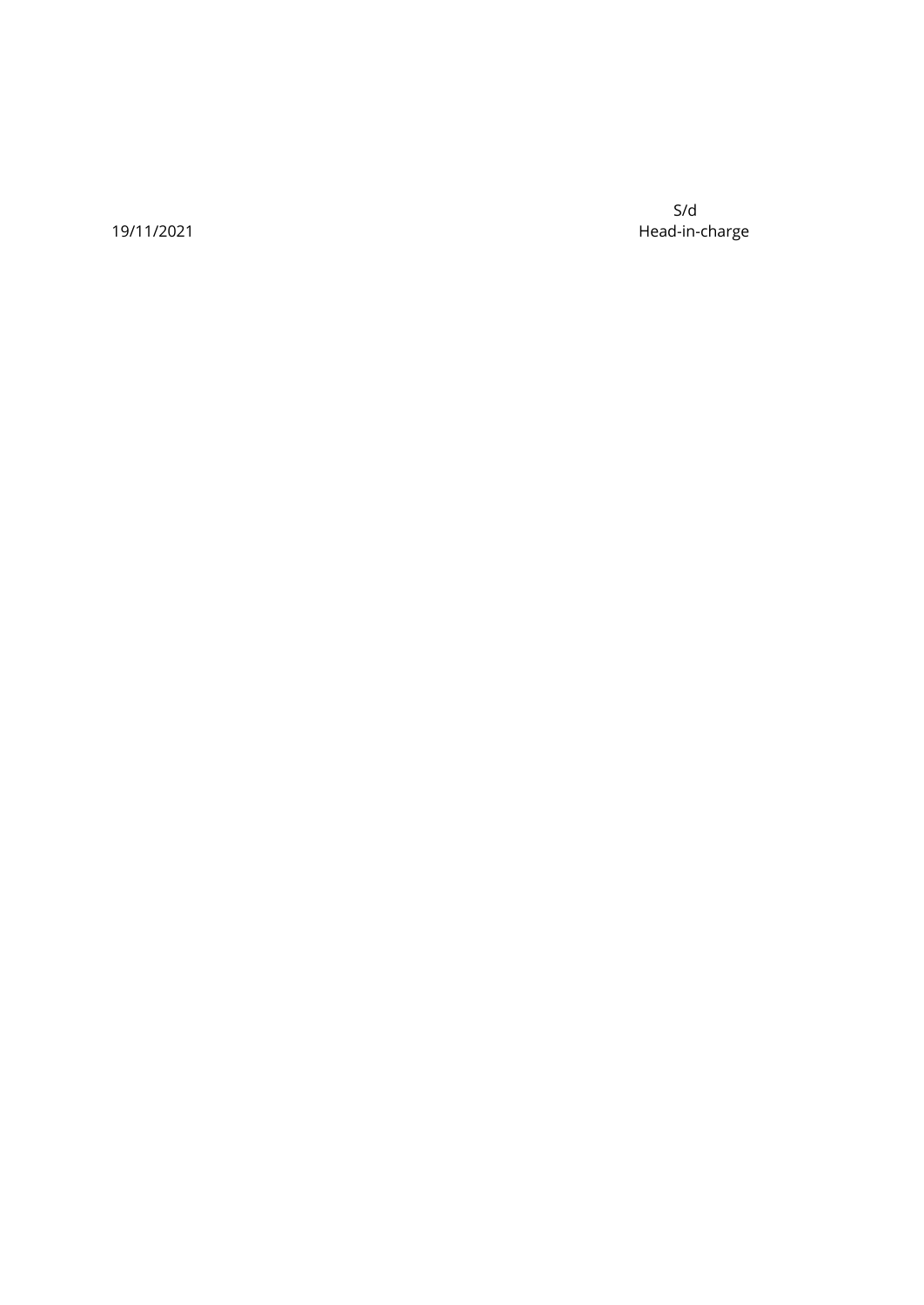19/11/2021

S/d

Head-in-charge